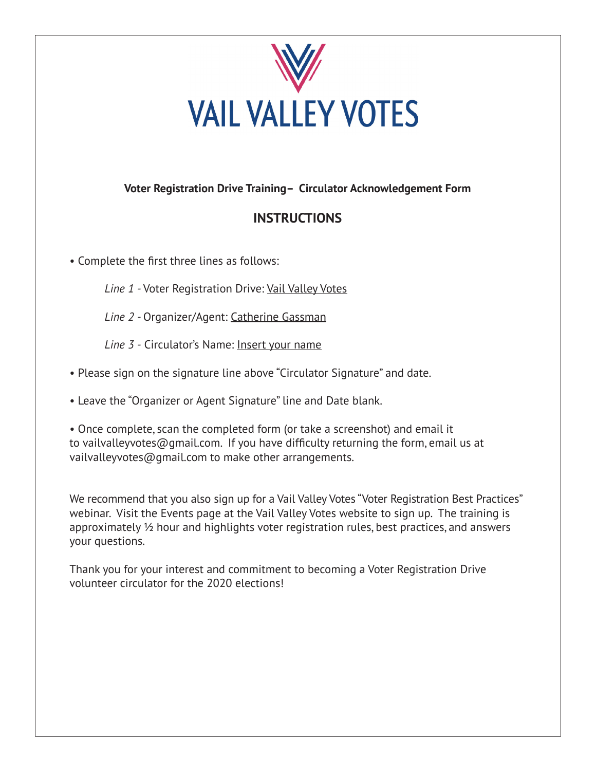# VAIL VALLEY VOTES

**Voter Registration Drive Training– Circulator Acknowledgement Form**

## INSTRUCTIONS

• Complete the first three lines as follows:

*Line 1* - Voter Registration Drive: Vail Valley Votes

*Line 2* - Organizer/Agent: Catherine Gassman

*Line 3* - Circulator's Name: Insert your name

• Please sign on the signature line above "Circulator Signature" and date.

• Leave the "Organizer or Agent Signature" line and Date blank.

• Once complete, scan the completed form (or take a screenshot) and email it to vailvalleyvotes@gmail.com. If you have difficulty returning the form, email us at vailvalleyvotes@gmail.com to make other arrangements.

We recommend that you also sign up for a Vail Valley Votes "Voter Registration Best Practices" webinar. Visit the Events page at the Vail Valley Votes website to sign up. The training is approximately ½ hour and highlights voter registration rules, best practices, and answers your questions.

Thank you for your interest and commitment to becoming a Voter Registration Drive volunteer circulator for the 2020 elections!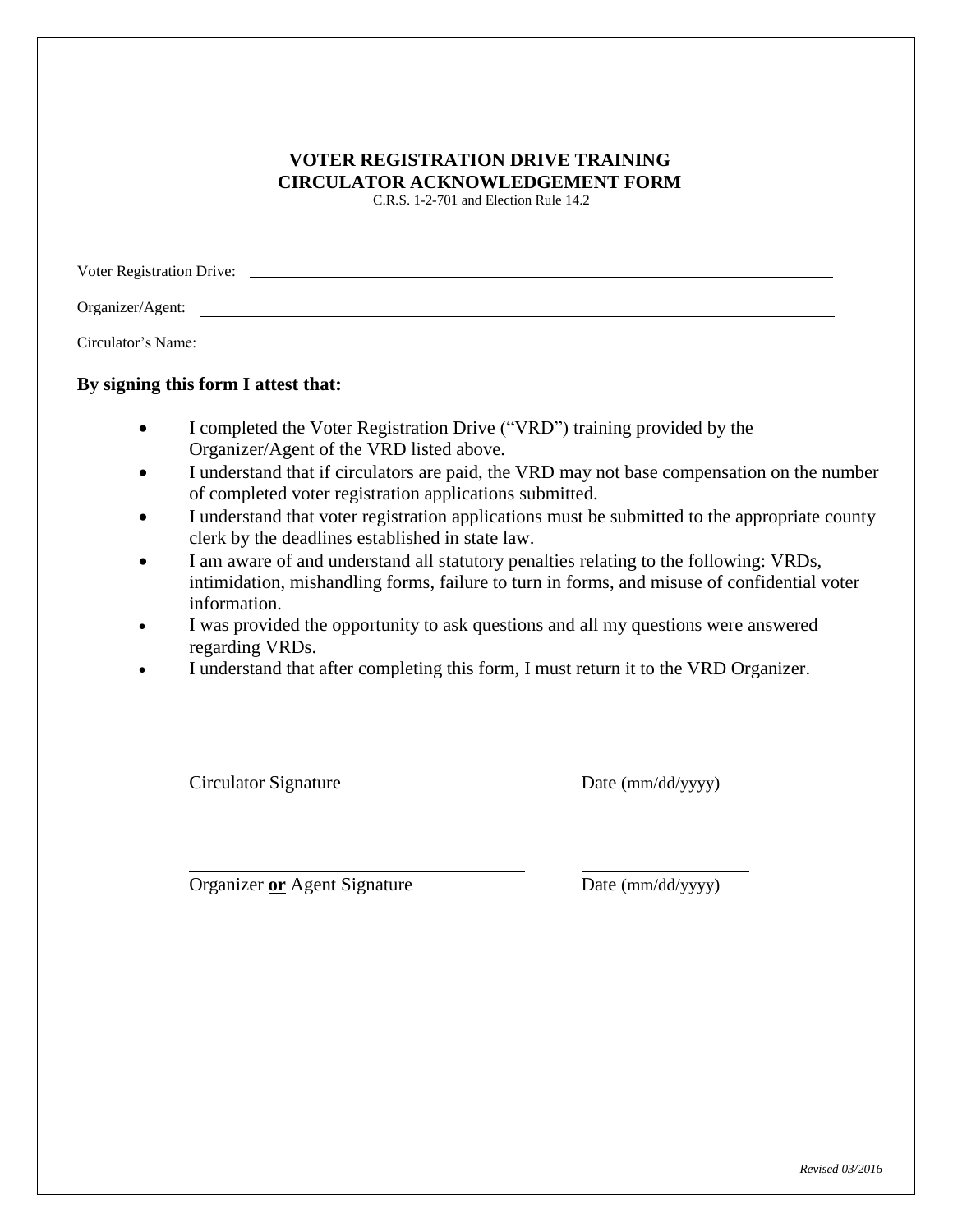# VOTER REGISTRATION DRIVE TRAINING
# CIRCULATOR ACKNOWLEDGEMENT FORM

C.R.S. 1-2-701 and Election Rule 14.2

Voter Registration Drive: ______________________________

Organizer/Agent: ______________________________

Circulator's Name: ______________________________

**By signing this form I attest that:**

- I completed the Voter Registration Drive ("VRD") training provided by the Organizer/Agent of the VRD listed above.
- I understand that if circulators are paid, the VRD may not base compensation on the number of completed voter registration applications submitted.
- I understand that voter registration applications must be submitted to the appropriate county clerk by the deadlines established in state law.
- I am aware of and understand all statutory penalties relating to the following: VRDs, intimidation, mishandling forms, failure to turn in forms, and misuse of confidential voter information.
- I was provided the opportunity to ask questions and all my questions were answered regarding VRDs.
- I understand that after completing this form, I must return it to the VRD Organizer.

______________________________ ______________________
Circulator Signature Date (mm/dd/yyyy)

______________________________ ______________________
Organizer **or** Agent Signature Date (mm/dd/yyyy)

*Revised 03/2016*